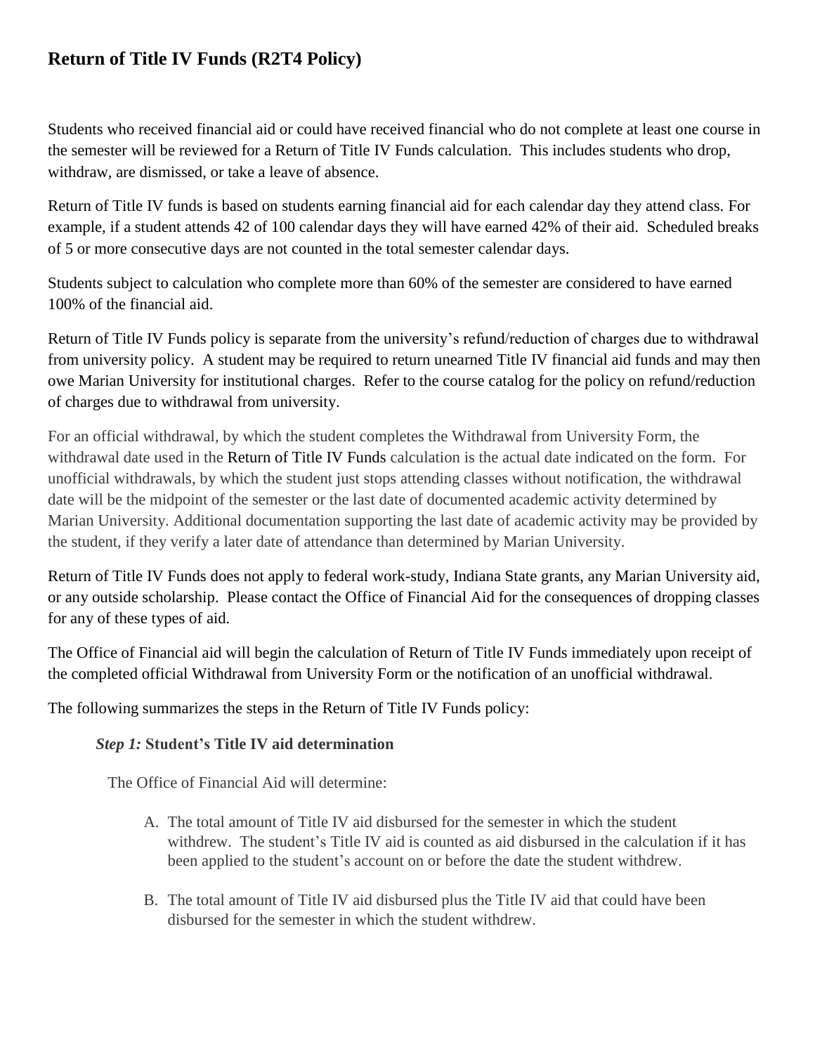# Return of Title IV Funds (R2T4 Policy)

Students who received financial aid or could have received financial who do not complete at least one course in the semester will be reviewed for a Return of Title IV Funds calculation. This includes students who drop, withdraw, are dismissed, or take a leave of absence.

Return of Title IV funds is based on students earning financial aid for each calendar day they attend class. For example, if a student attends 42 of 100 calendar days they will have earned 42% of their aid. Scheduled breaks of 5 or more consecutive days are not counted in the total semester calendar days.

Students subject to calculation who complete more than 60% of the semester are considered to have earned 100% of the financial aid.

Return of Title IV Funds policy is separate from the university's refund/reduction of charges due to withdrawal from university policy. A student may be required to return unearned Title IV financial aid funds and may then owe Marian University for institutional charges. Refer to the course catalog for the policy on refund/reduction of charges due to withdrawal from university.

For an official withdrawal, by which the student completes the Withdrawal from University Form, the withdrawal date used in the Return of Title IV Funds calculation is the actual date indicated on the form. For unofficial withdrawals, by which the student just stops attending classes without notification, the withdrawal date will be the midpoint of the semester or the last date of documented academic activity determined by Marian University. Additional documentation supporting the last date of academic activity may be provided by the student, if they verify a later date of attendance than determined by Marian University.

Return of Title IV Funds does not apply to federal work-study, Indiana State grants, any Marian University aid, or any outside scholarship. Please contact the Office of Financial Aid for the consequences of dropping classes for any of these types of aid.

The Office of Financial aid will begin the calculation of Return of Title IV Funds immediately upon receipt of the completed official Withdrawal from University Form or the notification of an unofficial withdrawal.

The following summarizes the steps in the Return of Title IV Funds policy:

***Step 1:* Student's Title IV aid determination**

The Office of Financial Aid will determine:

A. The total amount of Title IV aid disbursed for the semester in which the student withdrew. The student's Title IV aid is counted as aid disbursed in the calculation if it has been applied to the student's account on or before the date the student withdrew.

B. The total amount of Title IV aid disbursed plus the Title IV aid that could have been disbursed for the semester in which the student withdrew.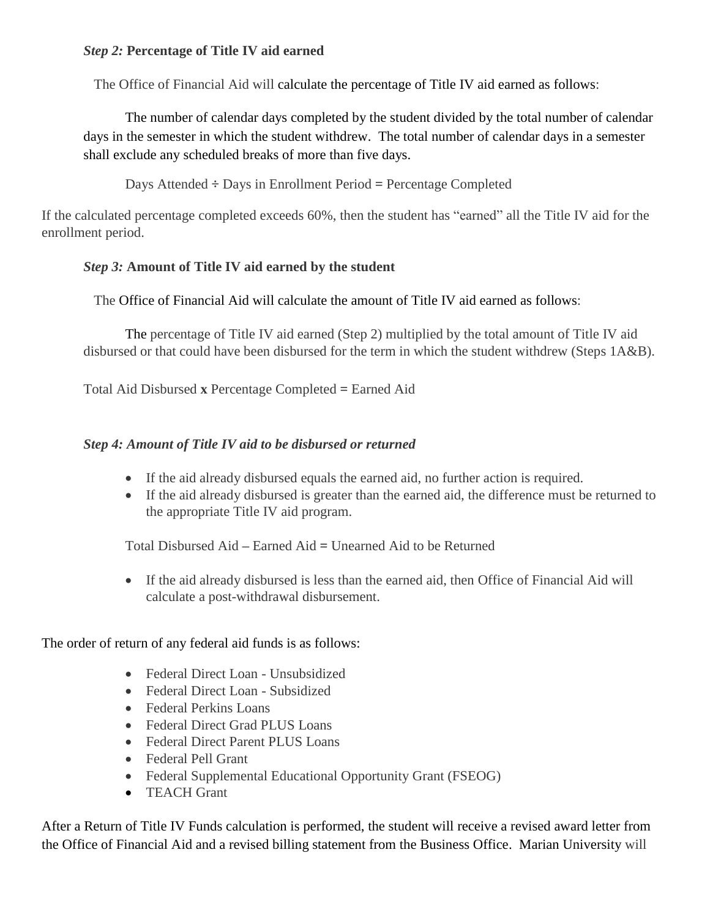***Step 2:*** **Percentage of Title IV aid earned**

The Office of Financial Aid will calculate the percentage of Title IV aid earned as follows:

The number of calendar days completed by the student divided by the total number of calendar days in the semester in which the student withdrew. The total number of calendar days in a semester shall exclude any scheduled breaks of more than five days.

Days Attended ÷ Days in Enrollment Period = Percentage Completed

If the calculated percentage completed exceeds 60%, then the student has "earned" all the Title IV aid for the enrollment period.

***Step 3:*** **Amount of Title IV aid earned by the student**

The Office of Financial Aid will calculate the amount of Title IV aid earned as follows:

The percentage of Title IV aid earned (Step 2) multiplied by the total amount of Title IV aid disbursed or that could have been disbursed for the term in which the student withdrew (Steps 1A&B).

Total Aid Disbursed **x** Percentage Completed = Earned Aid

***Step 4: Amount of Title IV aid to be disbursed or returned***

- If the aid already disbursed equals the earned aid, no further action is required.
- If the aid already disbursed is greater than the earned aid, the difference must be returned to the appropriate Title IV aid program.

Total Disbursed Aid – Earned Aid = Unearned Aid to be Returned

- If the aid already disbursed is less than the earned aid, then Office of Financial Aid will calculate a post-withdrawal disbursement.

The order of return of any federal aid funds is as follows:

- Federal Direct Loan - Unsubsidized
- Federal Direct Loan - Subsidized
- Federal Perkins Loans
- Federal Direct Grad PLUS Loans
- Federal Direct Parent PLUS Loans
- Federal Pell Grant
- Federal Supplemental Educational Opportunity Grant (FSEOG)
- TEACH Grant

After a Return of Title IV Funds calculation is performed, the student will receive a revised award letter from the Office of Financial Aid and a revised billing statement from the Business Office. Marian University will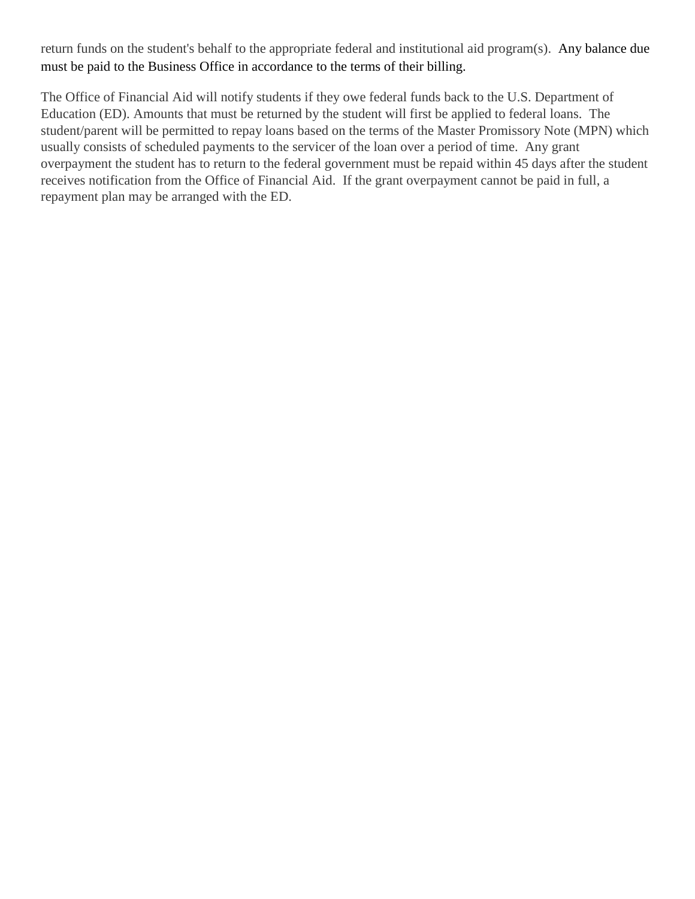return funds on the student's behalf to the appropriate federal and institutional aid program(s). Any balance due must be paid to the Business Office in accordance to the terms of their billing.

The Office of Financial Aid will notify students if they owe federal funds back to the U.S. Department of Education (ED). Amounts that must be returned by the student will first be applied to federal loans. The student/parent will be permitted to repay loans based on the terms of the Master Promissory Note (MPN) which usually consists of scheduled payments to the servicer of the loan over a period of time. Any grant overpayment the student has to return to the federal government must be repaid within 45 days after the student receives notification from the Office of Financial Aid. If the grant overpayment cannot be paid in full, a repayment plan may be arranged with the ED.